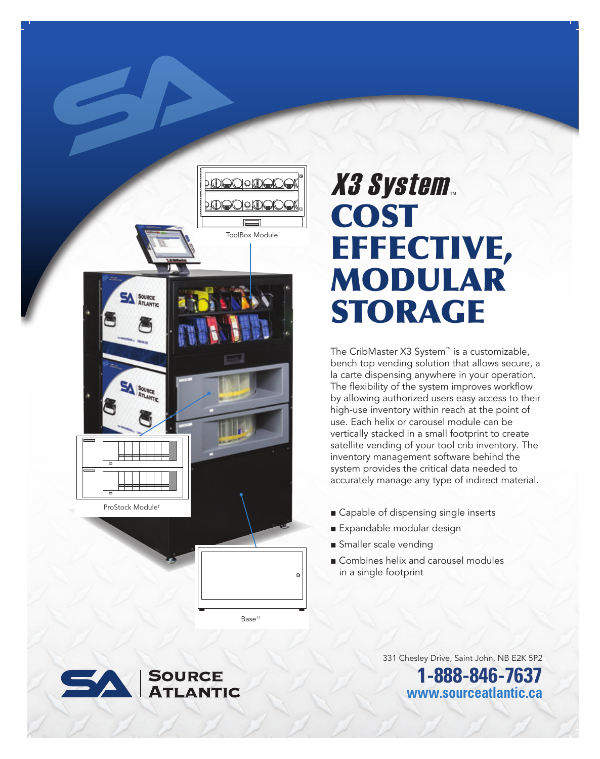# X3 System™

# COST EFFECTIVE, MODULAR STORAGE

ToolBox Module†

ProStock Module†

Base††

The CribMaster X3 System™ is a customizable, bench top vending solution that allows secure, a la carte dispensing anywhere in your operation. The flexibility of the system improves workflow by allowing authorized users easy access to their high-use inventory within reach at the point of use. Each helix or carousel module can be vertically stacked in a small footprint to create satellite vending of your tool crib inventory. The inventory management software behind the system provides the critical data needed to accurately manage any type of indirect material.

- Capable of dispensing single inserts
- Expandable modular design
- Smaller scale vending
- Combines helix and carousel modules in a single footprint

SA | Source Atlantic

331 Chesley Drive, Saint John, NB E2K 5P2

**1-888-846-7637**

**www.sourceatlantic.ca**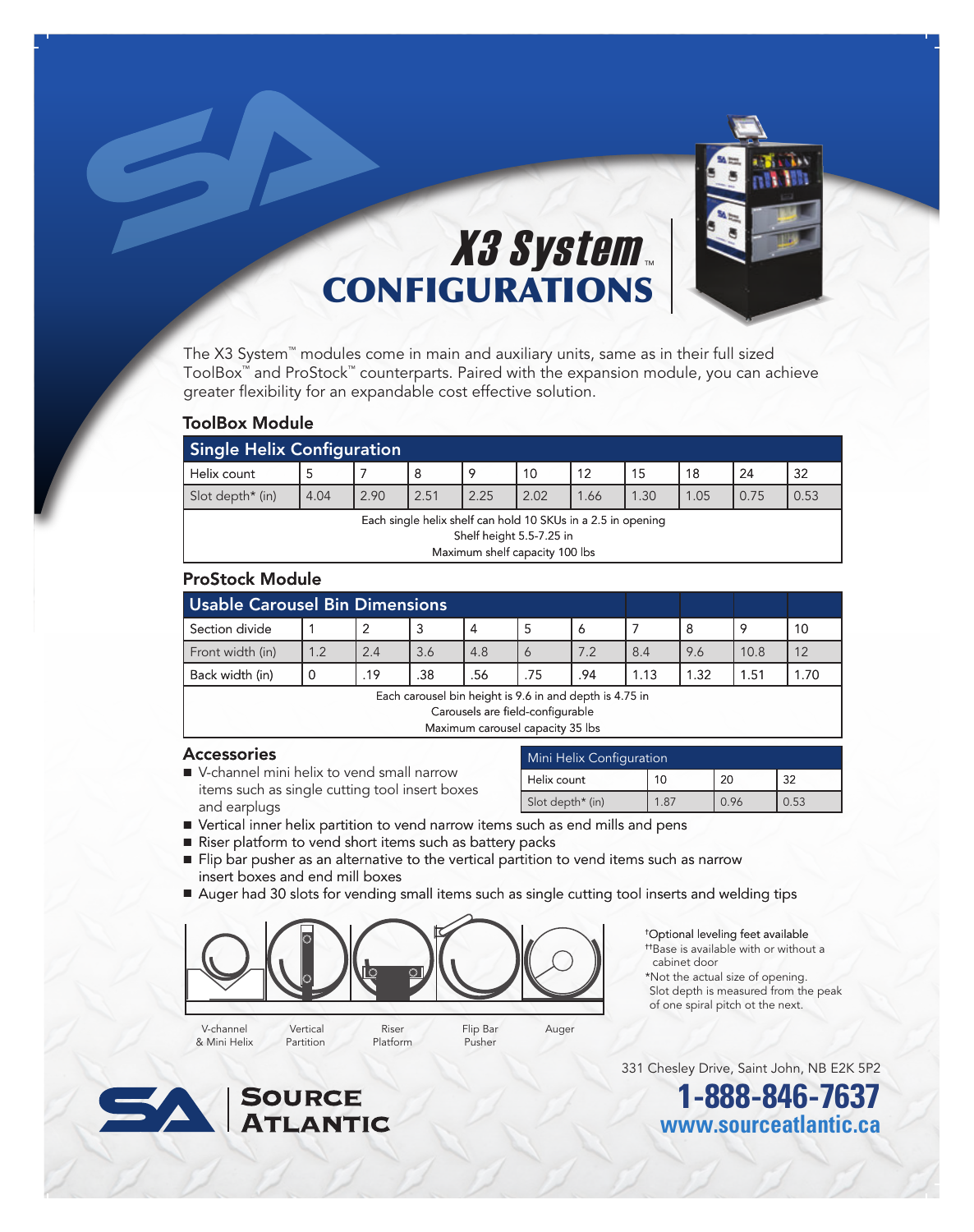# X3 System™ CONFIGURATIONS

The X3 System™ modules come in main and auxiliary units, same as in their full sized ToolBox™ and ProStock™ counterparts. Paired with the expansion module, you can achieve greater flexibility for an expandable cost effective solution.

## ToolBox Module

| Single Helix Configuration | | | | | | | | | | |
|---|---|---|---|---|---|---|---|---|---|---|
| Helix count | 5 | 7 | 8 | 9 | 10 | 12 | 15 | 18 | 24 | 32 |
| Slot depth* (in) | 4.04 | 2.90 | 2.51 | 2.25 | 2.02 | 1.66 | 1.30 | 1.05 | 0.75 | 0.53 |

Each single helix shelf can hold 10 SKUs in a 2.5 in opening
Shelf height 5.5-7.25 in
Maximum shelf capacity 100 lbs

## ProStock Module

| Usable Carousel Bin Dimensions | | | | | | | | | | |
|---|---|---|---|---|---|---|---|---|---|---|
| Section divide | 1 | 2 | 3 | 4 | 5 | 6 | 7 | 8 | 9 | 10 |
| Front width (in) | 1.2 | 2.4 | 3.6 | 4.8 | 6 | 7.2 | 8.4 | 9.6 | 10.8 | 12 |
| Back width (in) | 0 | .19 | .38 | .56 | .75 | .94 | 1.13 | 1.32 | 1.51 | 1.70 |

Each carousel bin height is 9.6 in and depth is 4.75 in
Carousels are field-configurable
Maximum carousel capacity 35 lbs

## Accessories

| Mini Helix Configuration | | | |
|---|---|---|---|
| Helix count | 10 | 20 | 32 |
| Slot depth* (in) | 1.87 | 0.96 | 0.53 |

- V-channel mini helix to vend small narrow items such as single cutting tool insert boxes and earplugs
- Vertical inner helix partition to vend narrow items such as end mills and pens
- Riser platform to vend short items such as battery packs
- Flip bar pusher as an alternative to the vertical partition to vend items such as narrow insert boxes and end mill boxes
- Auger had 30 slots for vending small items such as single cutting tool inserts and welding tips

V-channel & Mini Helix | Vertical Partition | Riser Platform | Flip Bar Pusher | Auger

†Optional leveling feet available
††Base is available with or without a cabinet door
*Not the actual size of opening. Slot depth is measured from the peak of one spiral pitch ot the next.

**Source Atlantic**

331 Chesley Drive, Saint John, NB E2K 5P2

**1-888-846-7637**
**www.sourceatlantic.ca**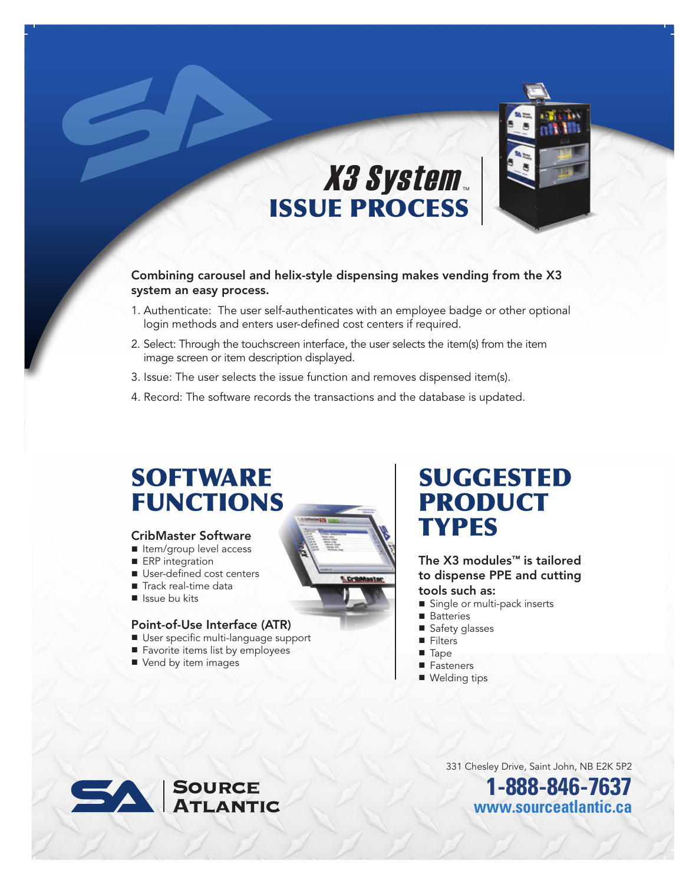# X3 System™
## ISSUE PROCESS

**Combining carousel and helix-style dispensing makes vending from the X3 system an easy process.**

1. Authenticate: The user self-authenticates with an employee badge or other optional login methods and enters user-defined cost centers if required.
2. Select: Through the touchscreen interface, the user selects the item(s) from the item image screen or item description displayed.
3. Issue: The user selects the issue function and removes dispensed item(s).
4. Record: The software records the transactions and the database is updated.

## SOFTWARE FUNCTIONS

### CribMaster Software

- Item/group level access
- ERP integration
- User-defined cost centers
- Track real-time data
- Issue bu kits

### Point-of-Use Interface (ATR)

- User specific multi-language support
- Favorite items list by employees
- Vend by item images

## SUGGESTED PRODUCT TYPES

**The X3 modules™ is tailored to dispense PPE and cutting tools such as:**

- Single or multi-pack inserts
- Batteries
- Safety glasses
- Filters
- Tape
- Fasteners
- Welding tips

SOURCE ATLANTIC

331 Chesley Drive, Saint John, NB E2K 5P2

**1-888-846-7637**

**www.sourceatlantic.ca**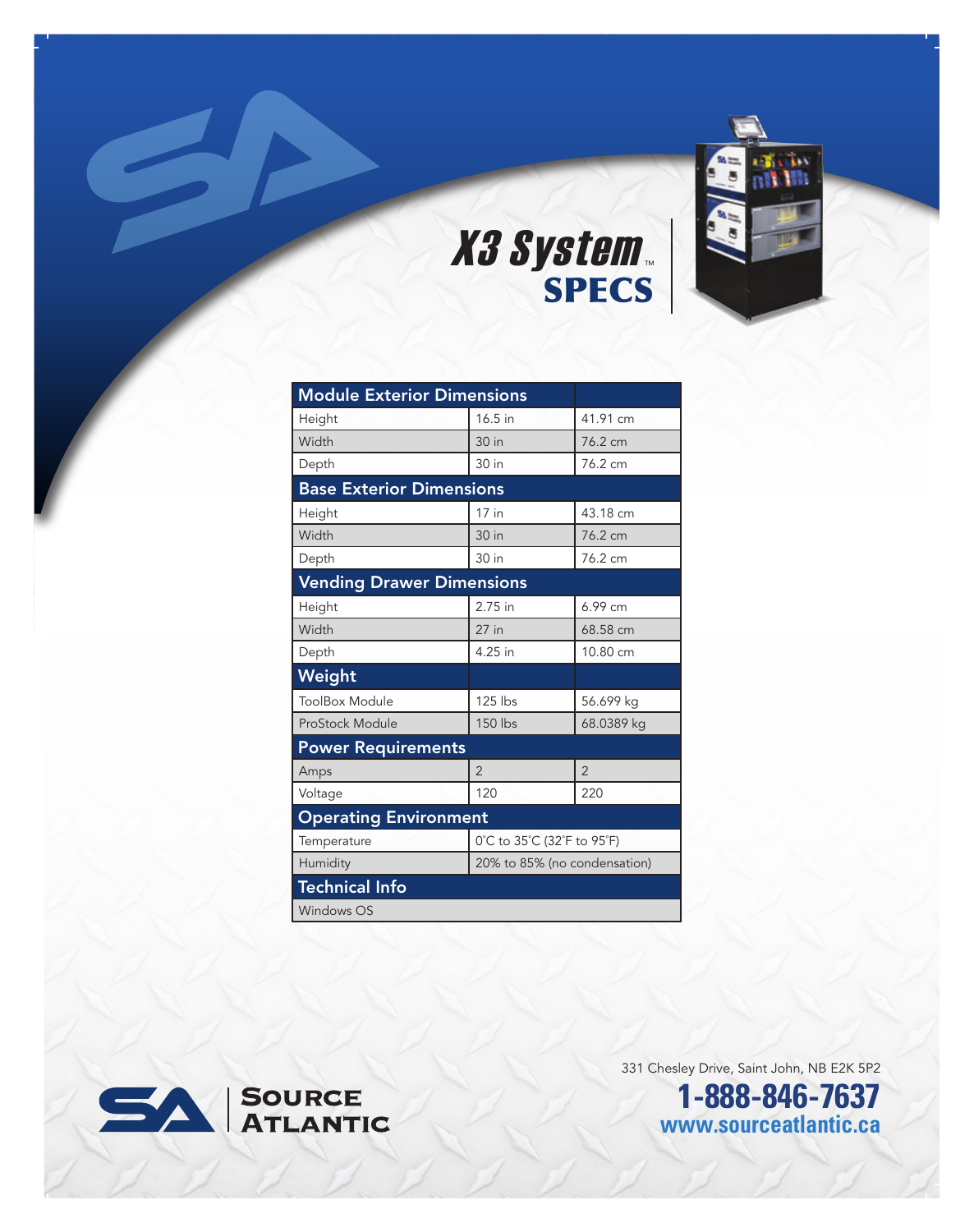# X3 System™ SPECS

| Module Exterior Dimensions | | |
|---|---|---|
| Height | 16.5 in | 41.91 cm |
| Width | 30 in | 76.2 cm |
| Depth | 30 in | 76.2 cm |
| **Base Exterior Dimensions** | | |
| Height | 17 in | 43.18 cm |
| Width | 30 in | 76.2 cm |
| Depth | 30 in | 76.2 cm |
| **Vending Drawer Dimensions** | | |
| Height | 2.75 in | 6.99 cm |
| Width | 27 in | 68.58 cm |
| Depth | 4.25 in | 10.80 cm |
| **Weight** | | |
| ToolBox Module | 125 lbs | 56.699 kg |
| ProStock Module | 150 lbs | 68.0389 kg |
| **Power Requirements** | | |
| Amps | 2 | 2 |
| Voltage | 120 | 220 |
| **Operating Environment** | | |
| Temperature | 0˚C to 35˚C (32˚F to 95˚F) | |
| Humidity | 20% to 85% (no condensation) | |
| **Technical Info** | | |
| Windows OS | | |

SOURCE ATLANTIC

331 Chesley Drive, Saint John, NB E2K 5P2

**1-888-846-7637**

**www.sourceatlantic.ca**